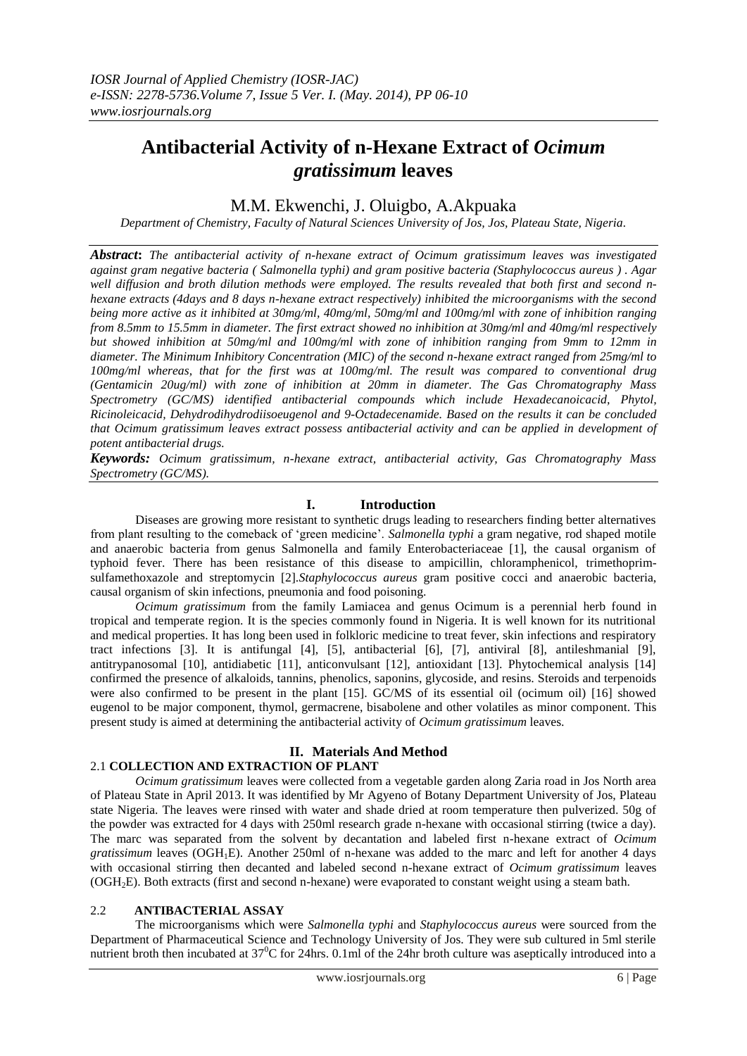# Antibacterial Activity of n-Hexane Extract of *Ocimum gratissimum* leaves

M.M. Ekwenchi, J. Oluigbo, A.Akpuaka

*Department of Chemistry, Faculty of Natural Sciences University of Jos, Jos, Plateau State, Nigeria.*

***Abstract*:** *The antibacterial activity of n-hexane extract of Ocimum gratissimum leaves was investigated against gram negative bacteria ( Salmonella typhi) and gram positive bacteria (Staphylococcus aureus ) . Agar well diffusion and broth dilution methods were employed. The results revealed that both first and second n-hexane extracts (4days and 8 days n-hexane extract respectively) inhibited the microorganisms with the second being more active as it inhibited at 30mg/ml, 40mg/ml, 50mg/ml and 100mg/ml with zone of inhibition ranging from 8.5mm to 15.5mm in diameter. The first extract showed no inhibition at 30mg/ml and 40mg/ml respectively but showed inhibition at 50mg/ml and 100mg/ml with zone of inhibition ranging from 9mm to 12mm in diameter. The Minimum Inhibitory Concentration (MIC) of the second n-hexane extract ranged from 25mg/ml to 100mg/ml whereas, that for the first was at 100mg/ml. The result was compared to conventional drug (Gentamicin 20ug/ml) with zone of inhibition at 20mm in diameter. The Gas Chromatography Mass Spectrometry (GC/MS) identified antibacterial compounds which include Hexadecanoicacid, Phytol, Ricinoleicacid, Dehydrodihydrodiisoeugenol and 9-Octadecenamide. Based on the results it can be concluded that Ocimum gratissimum leaves extract possess antibacterial activity and can be applied in development of potent antibacterial drugs.*

***Keywords:*** *Ocimum gratissimum, n-hexane extract, antibacterial activity, Gas Chromatography Mass Spectrometry (GC/MS).*

## I. Introduction

Diseases are growing more resistant to synthetic drugs leading to researchers finding better alternatives from plant resulting to the comeback of 'green medicine'. *Salmonella typhi* a gram negative, rod shaped motile and anaerobic bacteria from genus Salmonella and family Enterobacteriaceae [1], the causal organism of typhoid fever. There has been resistance of this disease to ampicillin, chloramphenicol, trimethoprim-sulfamethoxazole and streptomycin [2].*Staphylococcus aureus* gram positive cocci and anaerobic bacteria, causal organism of skin infections, pneumonia and food poisoning.

*Ocimum gratissimum* from the family Lamiacea and genus Ocimum is a perennial herb found in tropical and temperate region. It is the species commonly found in Nigeria. It is well known for its nutritional and medical properties. It has long been used in folkloric medicine to treat fever, skin infections and respiratory tract infections [3]. It is antifungal [4], [5], antibacterial [6], [7], antiviral [8], antileshmanial [9], antitrypanosomal [10], antidiabetic [11], anticonvulsant [12], antioxidant [13]. Phytochemical analysis [14] confirmed the presence of alkaloids, tannins, phenolics, saponins, glycoside, and resins. Steroids and terpenoids were also confirmed to be present in the plant [15]. GC/MS of its essential oil (ocimum oil) [16] showed eugenol to be major component, thymol, germacrene, bisabolene and other volatiles as minor component. This present study is aimed at determining the antibacterial activity of *Ocimum gratissimum* leaves.

## II. Materials And Method

### 2.1 COLLECTION AND EXTRACTION OF PLANT

*Ocimum gratissimum* leaves were collected from a vegetable garden along Zaria road in Jos North area of Plateau State in April 2013. It was identified by Mr Agyeno of Botany Department University of Jos, Plateau state Nigeria. The leaves were rinsed with water and shade dried at room temperature then pulverized. 50g of the powder was extracted for 4 days with 250ml research grade n-hexane with occasional stirring (twice a day). The marc was separated from the solvent by decantation and labeled first n-hexane extract of *Ocimum gratissimum* leaves ($OGH_1E$). Another 250ml of n-hexane was added to the marc and left for another 4 days with occasional stirring then decanted and labeled second n-hexane extract of *Ocimum gratissimum* leaves ($OGH_2E$). Both extracts (first and second n-hexane) were evaporated to constant weight using a steam bath.

### 2.2 ANTIBACTERIAL ASSAY

The microorganisms which were *Salmonella typhi* and *Staphylococcus aureus* were sourced from the Department of Pharmaceutical Science and Technology University of Jos. They were sub cultured in 5ml sterile nutrient broth then incubated at $37^0C$ for 24hrs. 0.1ml of the 24hr broth culture was aseptically introduced into a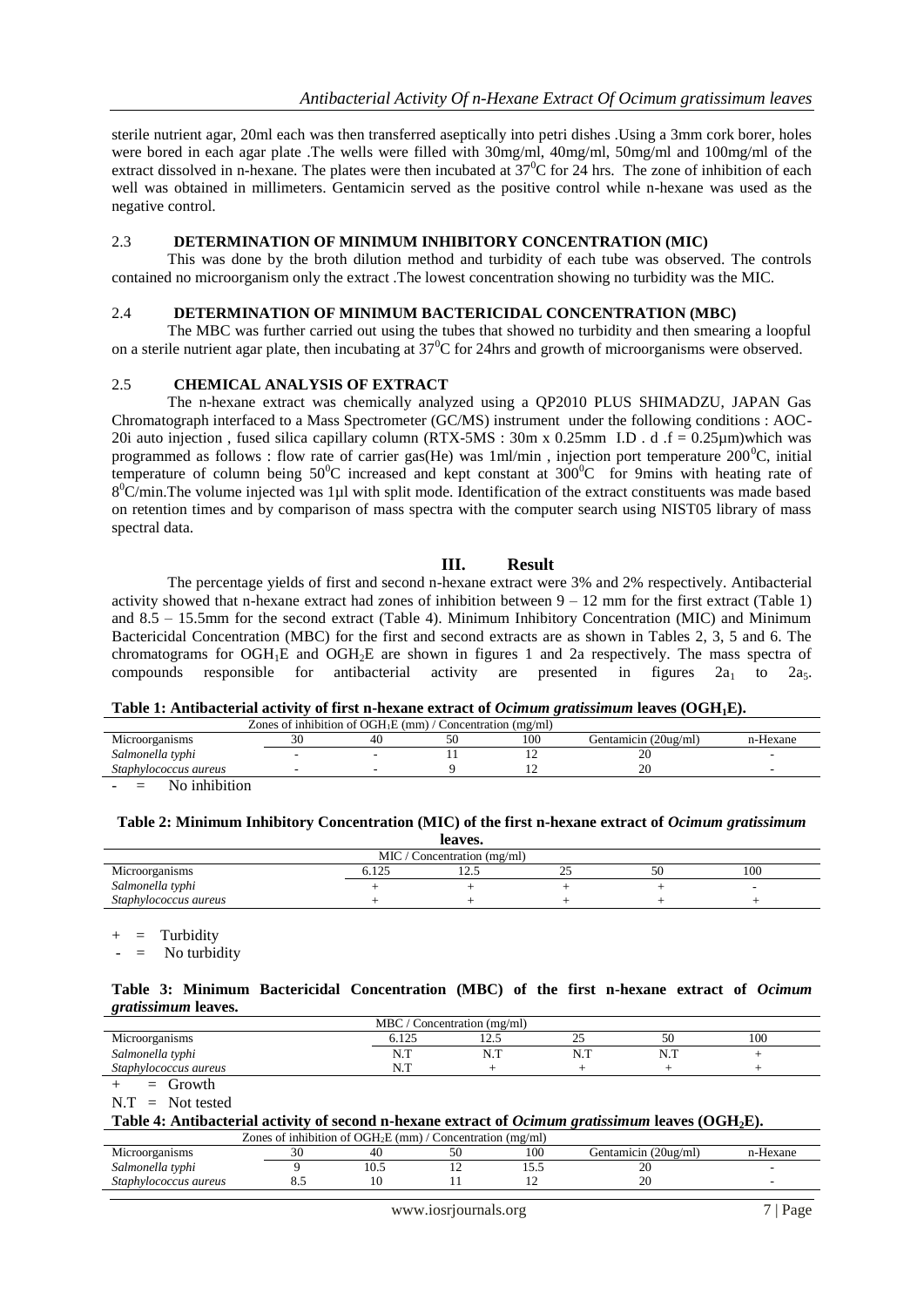sterile nutrient agar, 20ml each was then transferred aseptically into petri dishes .Using a 3mm cork borer, holes were bored in each agar plate .The wells were filled with 30mg/ml, 40mg/ml, 50mg/ml and 100mg/ml of the extract dissolved in n-hexane. The plates were then incubated at $37^0C$ for 24 hrs. The zone of inhibition of each well was obtained in millimeters. Gentamicin served as the positive control while n-hexane was used as the negative control.

### 2.3 DETERMINATION OF MINIMUM INHIBITORY CONCENTRATION (MIC)

This was done by the broth dilution method and turbidity of each tube was observed. The controls contained no microorganism only the extract .The lowest concentration showing no turbidity was the MIC.

### 2.4 DETERMINATION OF MINIMUM BACTERICIDAL CONCENTRATION (MBC)

The MBC was further carried out using the tubes that showed no turbidity and then smearing a loopful on a sterile nutrient agar plate, then incubating at $37^0C$ for 24hrs and growth of microorganisms were observed.

### 2.5 CHEMICAL ANALYSIS OF EXTRACT

The n-hexane extract was chemically analyzed using a QP2010 PLUS SHIMADZU, JAPAN Gas Chromatograph interfaced to a Mass Spectrometer (GC/MS) instrument under the following conditions : AOC-20i auto injection , fused silica capillary column (RTX-5MS : 30m x 0.25mm I.D . d .f = 0.25µm)which was programmed as follows : flow rate of carrier gas(He) was 1ml/min , injection port temperature $200^0C$, initial temperature of column being $50^0C$ increased and kept constant at $300^0C$ for 9mins with heating rate of $8^0C$/min.The volume injected was 1µl with split mode. Identification of the extract constituents was made based on retention times and by comparison of mass spectra with the computer search using NIST05 library of mass spectral data.

## III. Result

The percentage yields of first and second n-hexane extract were 3% and 2% respectively. Antibacterial activity showed that n-hexane extract had zones of inhibition between 9 – 12 mm for the first extract (Table 1) and 8.5 – 15.5mm for the second extract (Table 4). Minimum Inhibitory Concentration (MIC) and Minimum Bactericidal Concentration (MBC) for the first and second extracts are as shown in Tables 2, 3, 5 and 6. The chromatograms for $OGH_1E$ and $OGH_2E$ are shown in figures 1 and 2a respectively. The mass spectra of compounds responsible for antibacterial activity are presented in figures $2a_1$ to $2a_5$.

**Table 1: Antibacterial activity of first n-hexane extract of *Ocimum gratissimum* leaves ($OGH_1E$).**

| | Zones of inhibition of $OGH_1E$ (mm) / Concentration (mg/ml) | | | | | |
|---|---|---|---|---|---|---|
| Microorganisms | 30 | 40 | 50 | 100 | Gentamicin (20ug/ml) | n-Hexane |
| *Salmonella typhi* | - | - | 11 | 12 | 20 | - |
| *Staphylococcus aureus* | - | - | 9 | 12 | 20 | - |

- = No inhibition

**Table 2: Minimum Inhibitory Concentration (MIC) of the first n-hexane extract of *Ocimum gratissimum* leaves.**

| | MIC / Concentration (mg/ml) | | | | |
|---|---|---|---|---|---|
| Microorganisms | 6.125 | 12.5 | 25 | 50 | 100 |
| *Salmonella typhi* | + | + | + | + | - |
| *Staphylococcus aureus* | + | + | + | + | + |

\+ = Turbidity

- = No turbidity

**Table 3: Minimum Bactericidal Concentration (MBC) of the first n-hexane extract of *Ocimum gratissimum* leaves.**

| | MBC / Concentration (mg/ml) | | | | |
|---|---|---|---|---|---|
| Microorganisms | 6.125 | 12.5 | 25 | 50 | 100 |
| *Salmonella typhi* | N.T | N.T | N.T | N.T | + |
| *Staphylococcus aureus* | N.T | + | + | + | + |

\+ = Growth

N.T = Not tested

**Table 4: Antibacterial activity of second n-hexane extract of *Ocimum gratissimum* leaves ($OGH_2E$).**

| | Zones of inhibition of $OGH_2E$ (mm) / Concentration (mg/ml) | | | | | |
|---|---|---|---|---|---|---|
| Microorganisms | 30 | 40 | 50 | 100 | Gentamicin (20ug/ml) | n-Hexane |
| *Salmonella typhi* | 9 | 10.5 | 12 | 15.5 | 20 | - |
| *Staphylococcus aureus* | 8.5 | 10 | 11 | 12 | 20 | - |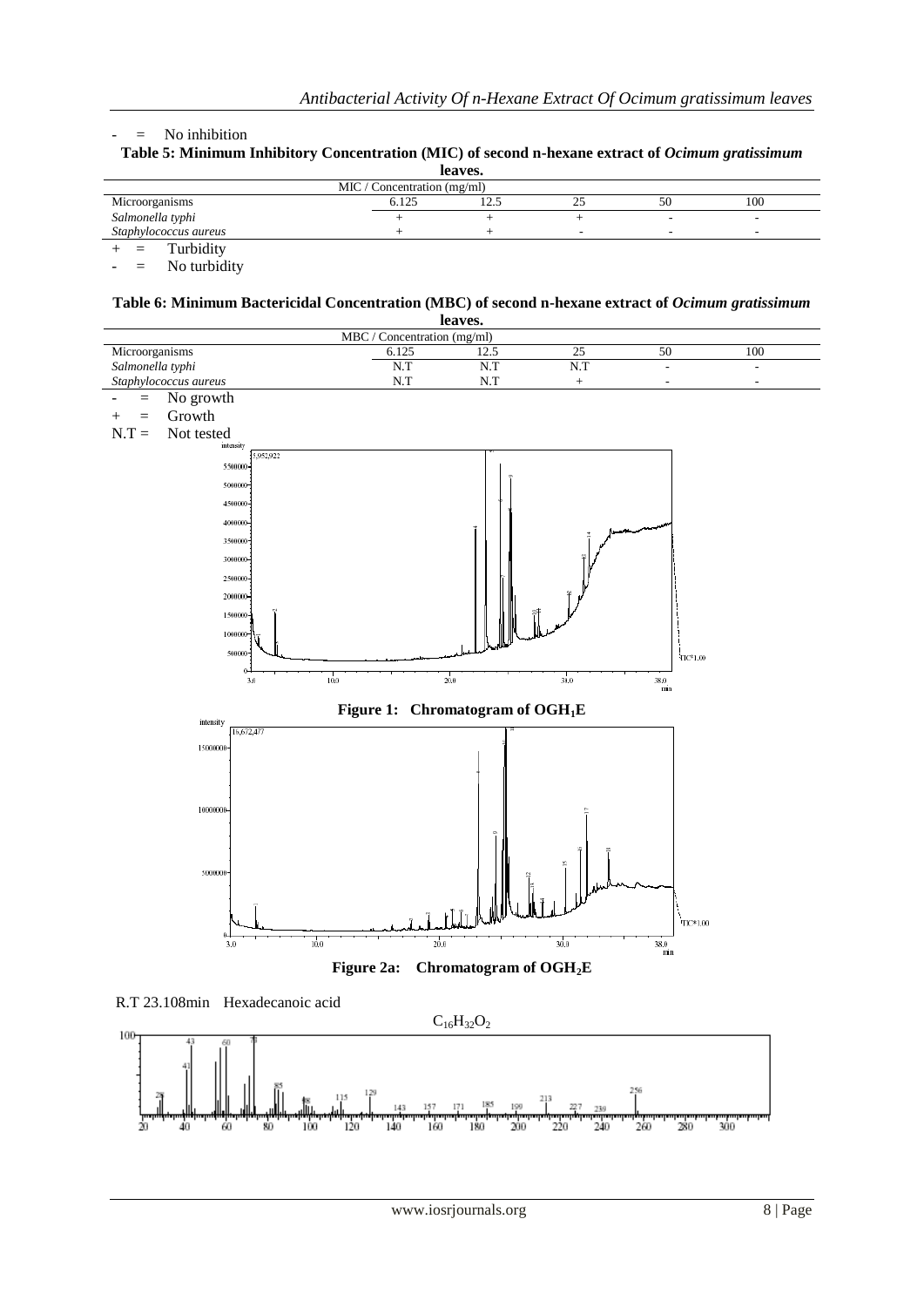\- = No inhibition

**Table 5: Minimum Inhibitory Concentration (MIC) of second n-hexane extract of *Ocimum gratissimum* leaves.**

| Microorganisms | MIC / Concentration (mg/ml) 6.125 | 12.5 | 25 | 50 | 100 |
|---|---|---|---|---|---|
| *Salmonella typhi* | + | + | + | - | - |
| *Staphylococcus aureus* | + | + | - | - | - |

\+ = Turbidity

\- = No turbidity

**Table 6: Minimum Bactericidal Concentration (MBC) of second n-hexane extract of *Ocimum gratissimum* leaves.**

| Microorganisms | MBC / Concentration (mg/ml) 6.125 | 12.5 | 25 | 50 | 100 |
|---|---|---|---|---|---|
| *Salmonella typhi* | N.T | N.T | N.T | - | - |
| *Staphylococcus aureus* | N.T | N.T | + | - | - |

\- = No growth

\+ = Growth

N.T = Not tested

**Figure 1: Chromatogram of $OGH_1E$**

**Figure 2a: Chromatogram of $OGH_2E$**

R.T 23.108min Hexadecanoic acid

$C_{16}H_{32}O_2$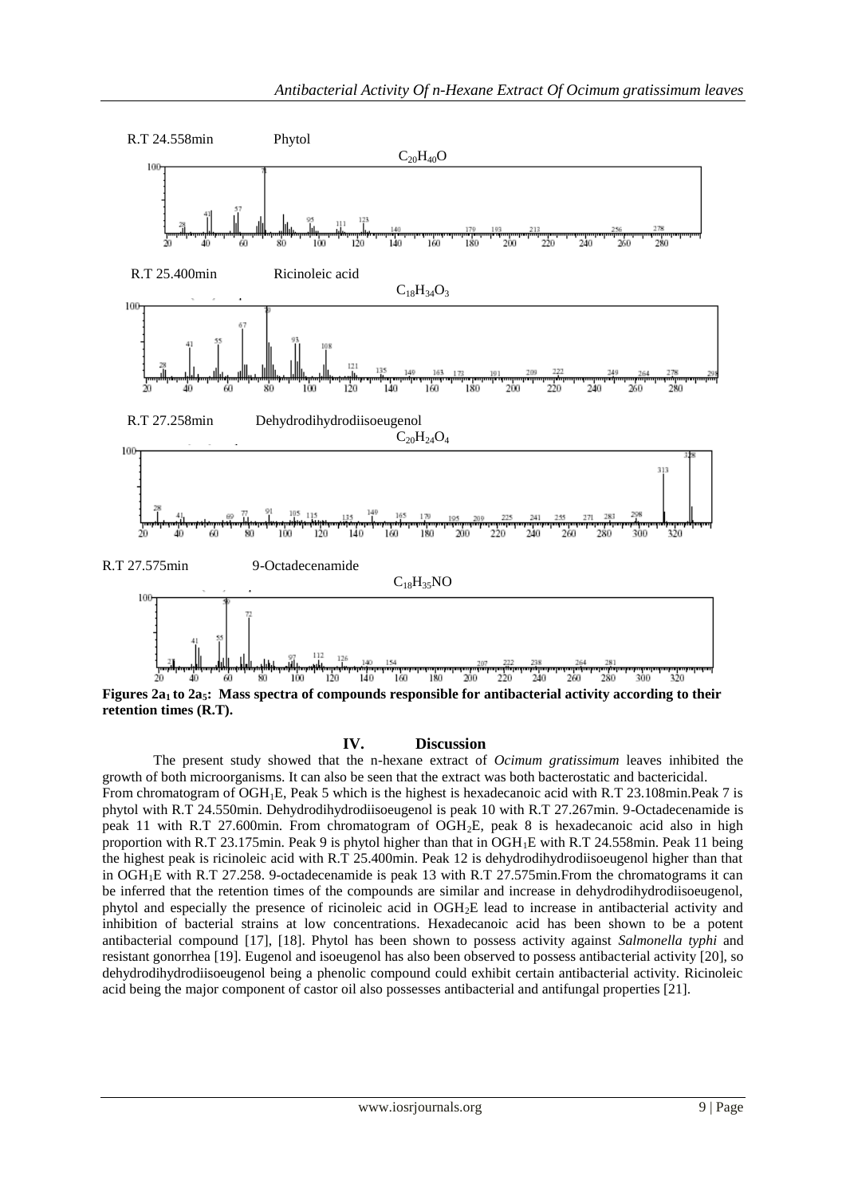R.T 24.558min Phytol

$C_{20}H_{40}O$

R.T 25.400min Ricinoleic acid

$C_{18}H_{34}O_3$

R.T 27.258min Dehydrodihydrodiisoeugenol

$C_{20}H_{24}O_4$

R.T 27.575min 9-Octadecenamide

$C_{18}H_{35}NO$

**Figures 2a$_1$ to 2a$_5$: Mass spectra of compounds responsible for antibacterial activity according to their retention times (R.T).**

## IV. Discussion

The present study showed that the n-hexane extract of *Ocimum gratissimum* leaves inhibited the growth of both microorganisms. It can also be seen that the extract was both bacterostatic and bactericidal.

From chromatogram of OGH$_1$E, Peak 5 which is the highest is hexadecanoic acid with R.T 23.108min.Peak 7 is phytol with R.T 24.550min. Dehydrodihydrodiisoeugenol is peak 10 with R.T 27.267min. 9-Octadecenamide is peak 11 with R.T 27.600min. From chromatogram of OGH$_2$E, peak 8 is hexadecanoic acid also in high proportion with R.T 23.175min. Peak 9 is phytol higher than that in OGH$_1$E with R.T 24.558min. Peak 11 being the highest peak is ricinoleic acid with R.T 25.400min. Peak 12 is dehydrodihydrodiisoeugenol higher than that in OGH$_1$E with R.T 27.258. 9-octadecenamide is peak 13 with R.T 27.575min.From the chromatograms it can be inferred that the retention times of the compounds are similar and increase in dehydrodihydrodiisoeugenol, phytol and especially the presence of ricinoleic acid in OGH$_2$E lead to increase in antibacterial activity and inhibition of bacterial strains at low concentrations. Hexadecanoic acid has been shown to be a potent antibacterial compound [17], [18]. Phytol has been shown to possess activity against *Salmonella typhi* and resistant gonorrhea [19]. Eugenol and isoeugenol has also been observed to possess antibacterial activity [20], so dehydrodihydrodiisoeugenol being a phenolic compound could exhibit certain antibacterial activity. Ricinoleic acid being the major component of castor oil also possesses antibacterial and antifungal properties [21].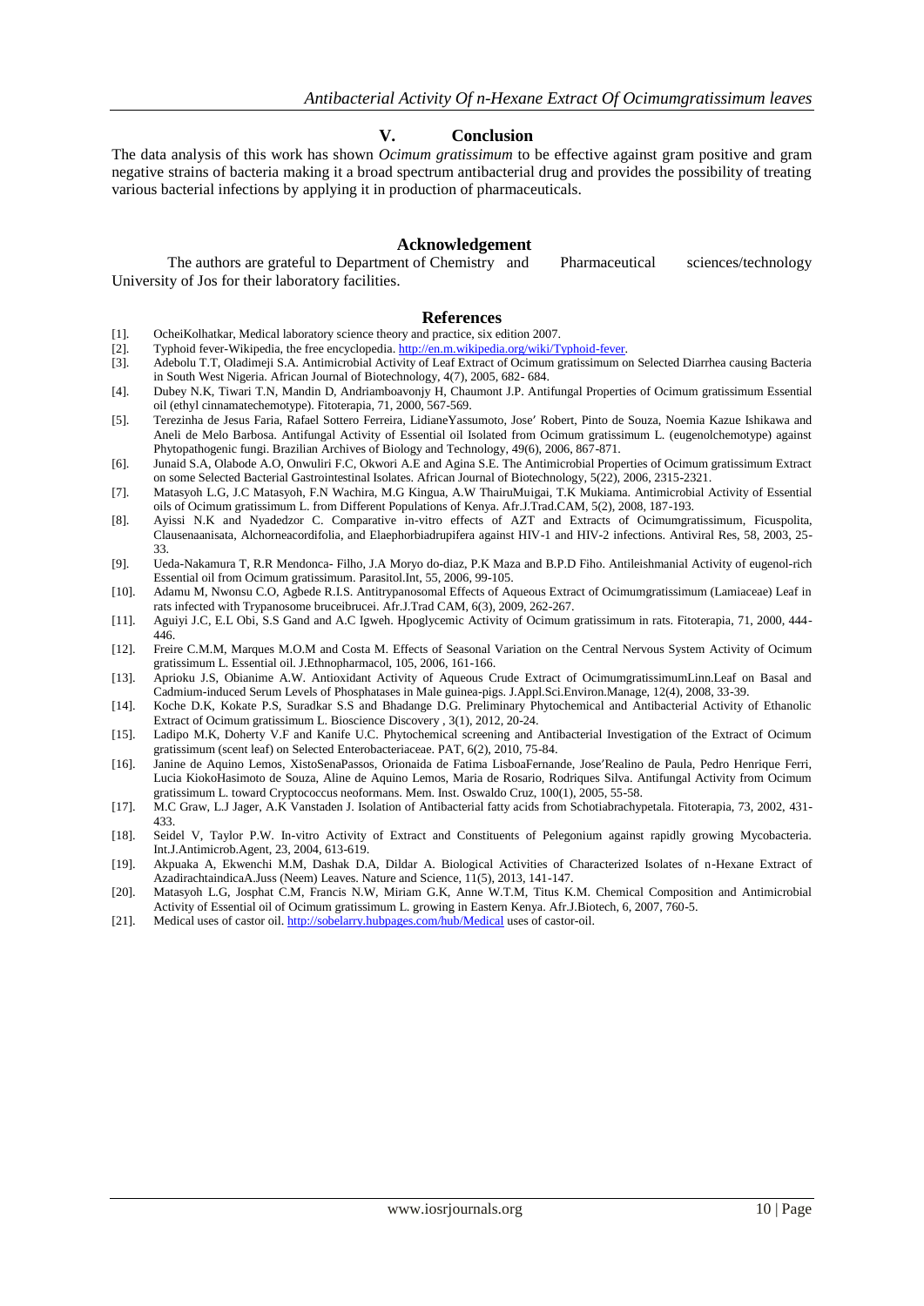## V. Conclusion

The data analysis of this work has shown *Ocimum gratissimum* to be effective against gram positive and gram negative strains of bacteria making it a broad spectrum antibacterial drug and provides the possibility of treating various bacterial infections by applying it in production of pharmaceuticals.

## Acknowledgement

The authors are grateful to Department of Chemistry and Pharmaceutical sciences/technology University of Jos for their laboratory facilities.

## References

[1]. OcheiKolhatkar, Medical laboratory science theory and practice, six edition 2007.

[2]. Typhoid fever-Wikipedia, the free encyclopedia. http://en.m.wikipedia.org/wiki/Typhoid-fever.

[3]. Adebolu T.T, Oladimeji S.A. Antimicrobial Activity of Leaf Extract of Ocimum gratissimum on Selected Diarrhea causing Bacteria in South West Nigeria. African Journal of Biotechnology, 4(7), 2005, 682- 684.

[4]. Dubey N.K, Tiwari T.N, Mandin D, Andriamboavonjy H, Chaumont J.P. Antifungal Properties of Ocimum gratissimum Essential oil (ethyl cinnamatechemotype). Fitoterapia, 71, 2000, 567-569.

[5]. Terezinha de Jesus Faria, Rafael Sottero Ferreira, LidianeYassumoto, Jose′ Robert, Pinto de Souza, Noemia Kazue Ishikawa and Aneli de Melo Barbosa. Antifungal Activity of Essential oil Isolated from Ocimum gratissimum L. (eugenolchemotype) against Phytopathogenic fungi. Brazilian Archives of Biology and Technology, 49(6), 2006, 867-871.

[6]. Junaid S.A, Olabode A.O, Onwuliri F.C, Okwori A.E and Agina S.E. The Antimicrobial Properties of Ocimum gratissimum Extract on some Selected Bacterial Gastrointestinal Isolates. African Journal of Biotechnology, 5(22), 2006, 2315-2321.

[7]. Matasyoh L.G, J.C Matasyoh, F.N Wachira, M.G Kingua, A.W ThairuMuigai, T.K Mukiama. Antimicrobial Activity of Essential oils of Ocimum gratissimum L. from Different Populations of Kenya. Afr.J.Trad.CAM, 5(2), 2008, 187-193.

[8]. Ayissi N.K and Nyadedzor C. Comparative in-vitro effects of AZT and Extracts of Ocimumgratissimum, Ficuspolita, Clausenaanisata, Alchorneacordifolia, and Elaephorbiadrupifera against HIV-1 and HIV-2 infections. Antiviral Res, 58, 2003, 25-33.

[9]. Ueda-Nakamura T, R.R Mendonca- Filho, J.A Moryo do-diaz, P.K Maza and B.P.D Fiho. Antileishmanial Activity of eugenol-rich Essential oil from Ocimum gratissimum. Parasitol.Int, 55, 2006, 99-105.

[10]. Adamu M, Nwonsu C.O, Agbede R.I.S. Antitrypanosomal Effects of Aqueous Extract of Ocimumgratissimum (Lamiaceae) Leaf in rats infected with Trypanosome bruceibrucei. Afr.J.Trad CAM, 6(3), 2009, 262-267.

[11]. Aguiyi J.C, E.L Obi, S.S Gand and A.C Igweh. Hpoglycemic Activity of Ocimum gratissimum in rats. Fitoterapia, 71, 2000, 444-446.

[12]. Freire C.M.M, Marques M.O.M and Costa M. Effects of Seasonal Variation on the Central Nervous System Activity of Ocimum gratissimum L. Essential oil. J.Ethnopharmacol, 105, 2006, 161-166.

[13]. Aprioku J.S, Obianime A.W. Antioxidant Activity of Aqueous Crude Extract of OcimumgratissimumLinn.Leaf on Basal and Cadmium-induced Serum Levels of Phosphatases in Male guinea-pigs. J.Appl.Sci.Environ.Manage, 12(4), 2008, 33-39.

[14]. Koche D.K, Kokate P.S, Suradkar S.S and Bhadange D.G. Preliminary Phytochemical and Antibacterial Activity of Ethanolic Extract of Ocimum gratissimum L. Bioscience Discovery , 3(1), 2012, 20-24.

[15]. Ladipo M.K, Doherty V.F and Kanife U.C. Phytochemical screening and Antibacterial Investigation of the Extract of Ocimum gratissimum (scent leaf) on Selected Enterobacteriaceae. PAT, 6(2), 2010, 75-84.

[16]. Janine de Aquino Lemos, XistoSenaPassos, Orionaida de Fatima LisboaFernande, Jose′Realino de Paula, Pedro Henrique Ferri, Lucia KiokoHasimoto de Souza, Aline de Aquino Lemos, Maria de Rosario, Rodriques Silva. Antifungal Activity from Ocimum gratissimum L. toward Cryptococcus neoformans. Mem. Inst. Oswaldo Cruz, 100(1), 2005, 55-58.

[17]. M.C Graw, L.J Jager, A.K Vanstaden J. Isolation of Antibacterial fatty acids from Schotiabrachypetala. Fitoterapia, 73, 2002, 431-433.

[18]. Seidel V, Taylor P.W. In-vitro Activity of Extract and Constituents of Pelegonium against rapidly growing Mycobacteria. Int.J.Antimicrob.Agent, 23, 2004, 613-619.

[19]. Akpuaka A, Ekwenchi M.M, Dashak D.A, Dildar A. Biological Activities of Characterized Isolates of n-Hexane Extract of AzadirachtaindicaA.Juss (Neem) Leaves. Nature and Science, 11(5), 2013, 141-147.

[20]. Matasyoh L.G, Josphat C.M, Francis N.W, Miriam G.K, Anne W.T.M, Titus K.M. Chemical Composition and Antimicrobial Activity of Essential oil of Ocimum gratissimum L. growing in Eastern Kenya. Afr.J.Biotech, 6, 2007, 760-5.

[21]. Medical uses of castor oil. http://sobelarry.hubpages.com/hub/Medical uses of castor-oil.